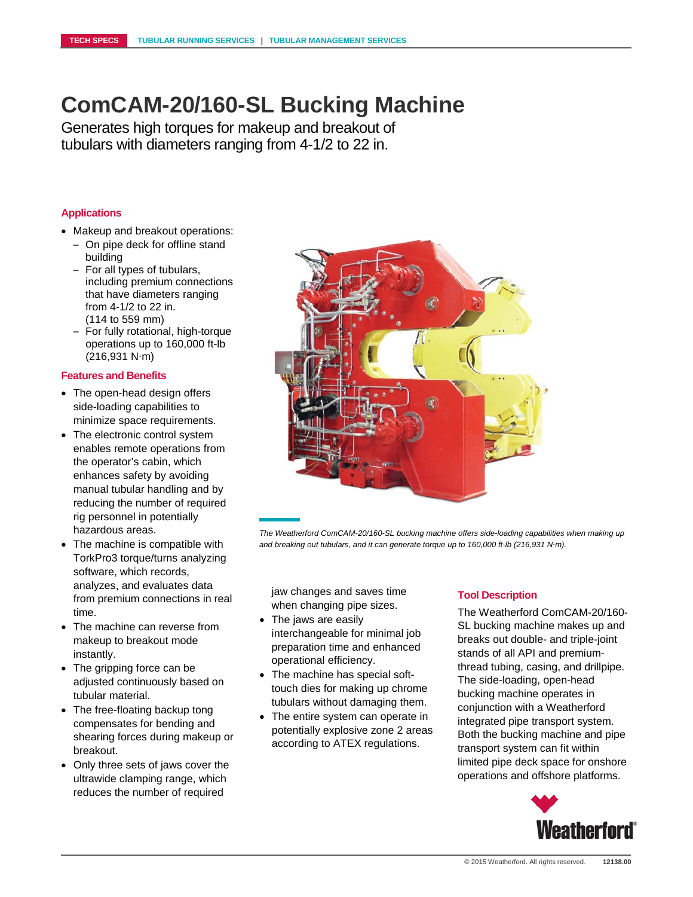# ComCAM-20/160-SL Bucking Machine

Generates high torques for makeup and breakout of tubulars with diameters ranging from 4-1/2 to 22 in.

## Applications

- Makeup and breakout operations:
  - On pipe deck for offline stand building
  - For all types of tubulars, including premium connections that have diameters ranging from 4-1/2 to 22 in. (114 to 559 mm)
  - For fully rotational, high-torque operations up to 160,000 ft-lb (216,931 N·m)

## Features and Benefits

- The open-head design offers side-loading capabilities to minimize space requirements.
- The electronic control system enables remote operations from the operator's cabin, which enhances safety by avoiding manual tubular handling and by reducing the number of required rig personnel in potentially hazardous areas.
- The machine is compatible with TorkPro3 torque/turns analyzing software, which records, analyzes, and evaluates data from premium connections in real time.
- The machine can reverse from makeup to breakout mode instantly.
- The gripping force can be adjusted continuously based on tubular material.
- The free-floating backup tong compensates for bending and shearing forces during makeup or breakout.
- Only three sets of jaws cover the ultrawide clamping range, which reduces the number of required jaw changes and saves time when changing pipe sizes.
- The jaws are easily interchangeable for minimal job preparation time and enhanced operational efficiency.
- The machine has special soft-touch dies for making up chrome tubulars without damaging them.
- The entire system can operate in potentially explosive zone 2 areas according to ATEX regulations.

*The Weatherford ComCAM-20/160-SL bucking machine offers side-loading capabilities when making up and breaking out tubulars, and it can generate torque up to 160,000 ft-lb (216,931 N·m).*

## Tool Description

The Weatherford ComCAM-20/160-SL bucking machine makes up and breaks out double- and triple-joint stands of all API and premium-thread tubing, casing, and drillpipe. The side-loading, open-head bucking machine operates in conjunction with a Weatherford integrated pipe transport system. Both the bucking machine and pipe transport system can fit within limited pipe deck space for onshore operations and offshore platforms.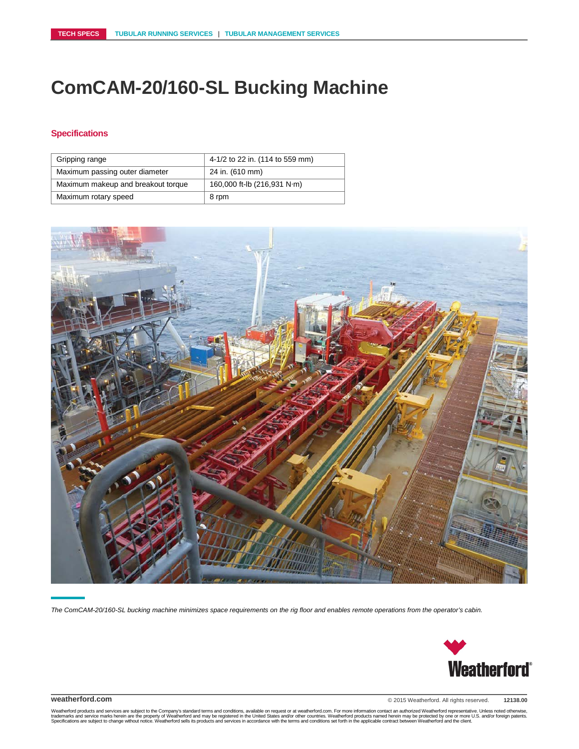# ComCAM-20/160-SL Bucking Machine

## Specifications

| | |
|---|---|
| Gripping range | 4-1/2 to 22 in. (114 to 559 mm) |
| Maximum passing outer diameter | 24 in. (610 mm) |
| Maximum makeup and breakout torque | 160,000 ft-lb (216,931 N·m) |
| Maximum rotary speed | 8 rpm |

*The ComCAM-20/160-SL bucking machine minimizes space requirements on the rig floor and enables remote operations from the operator's cabin.*

weatherford.com

© 2015 Weatherford. All rights reserved. **12138.00**

Weatherford products and services are subject to the Company's standard terms and conditions, available on request or at weatherford.com. For more information contact an authorized Weatherford representative. Unless noted otherwise, trademarks and service marks herein are the property of Weatherford and may be registered in the United States and/or other countries. Weatherford products named herein may be protected by one or more U.S. and/or foreign patents. Specifications are subject to change without notice. Weatherford sells its products and services in accordance with the terms and conditions set forth in the applicable contract between Weatherford and the client.